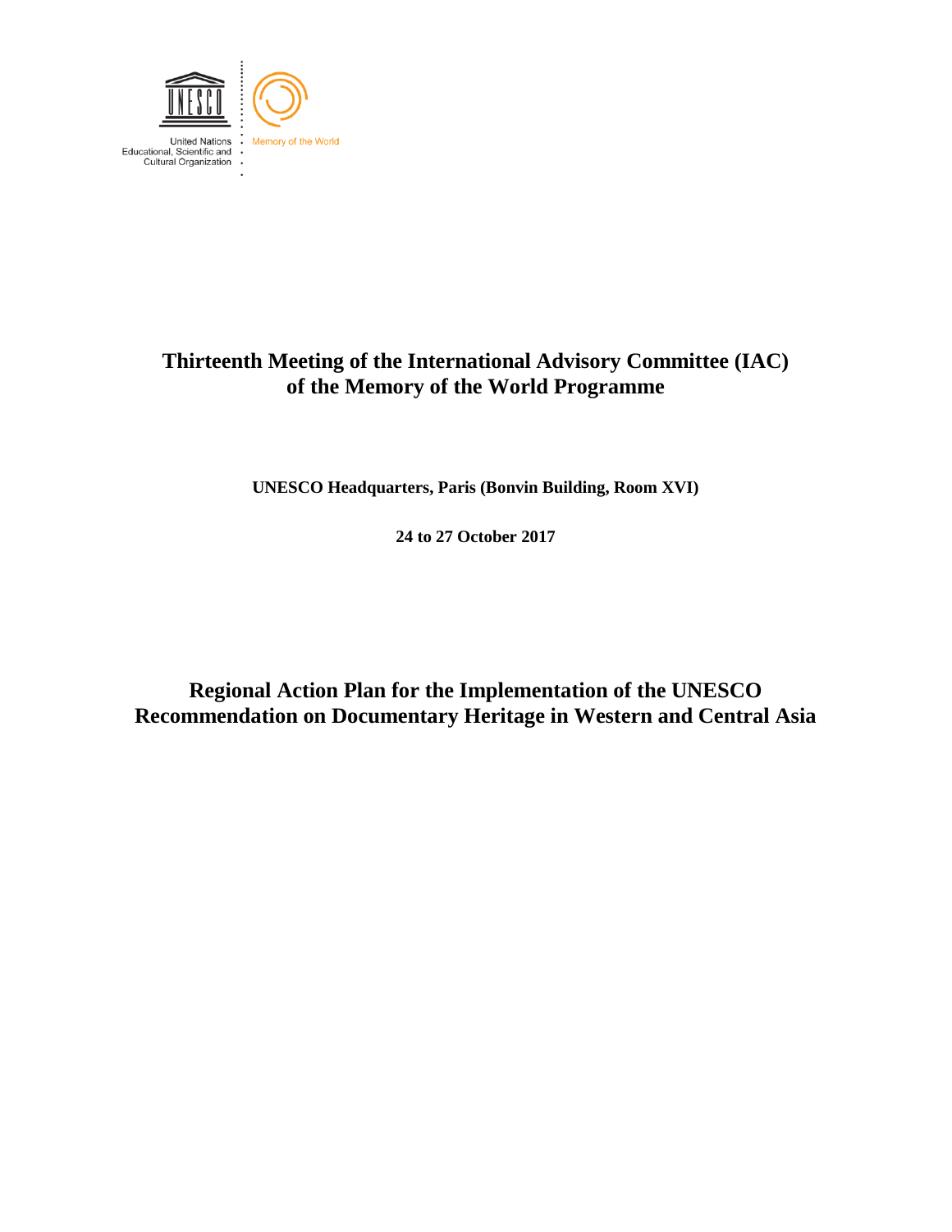United Nations
Educational, Scientific and
Cultural Organization

Memory of the World

# Thirteenth Meeting of the International Advisory Committee (IAC) of the Memory of the World Programme

**UNESCO Headquarters, Paris (Bonvin Building, Room XVI)**

**24 to 27 October 2017**

# Regional Action Plan for the Implementation of the UNESCO Recommendation on Documentary Heritage in Western and Central Asia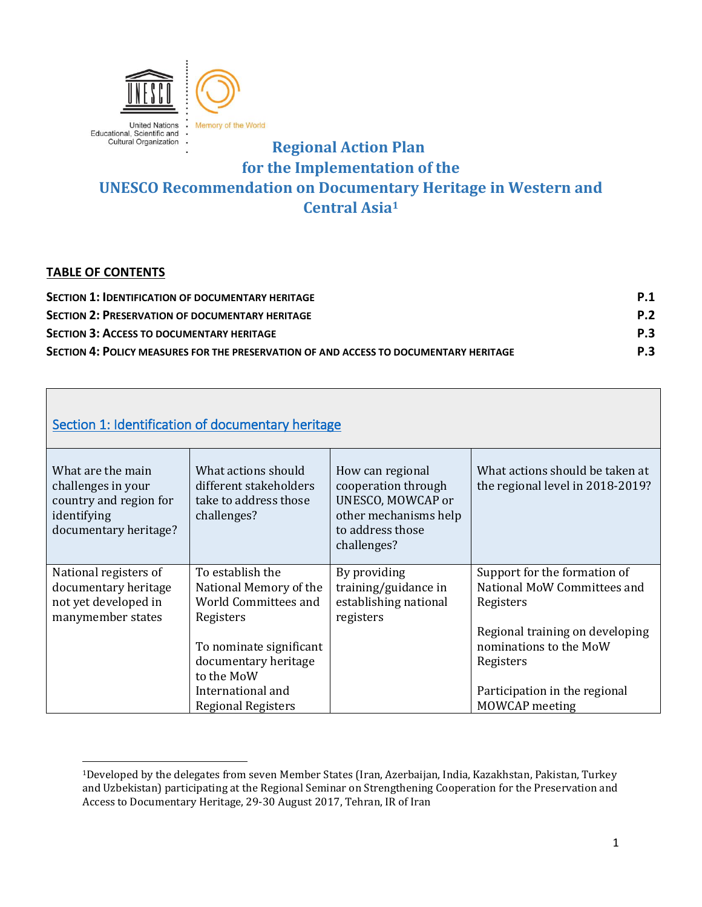# Regional Action Plan for the Implementation of the UNESCO Recommendation on Documentary Heritage in Western and Central Asia[1]

## TABLE OF CONTENTS

| | |
|---|---|
| **SECTION 1: IDENTIFICATION OF DOCUMENTARY HERITAGE** | **P.1** |
| **SECTION 2: PRESERVATION OF DOCUMENTARY HERITAGE** | **P.2** |
| **SECTION 3: ACCESS TO DOCUMENTARY HERITAGE** | **P.3** |
| **SECTION 4: POLICY MEASURES FOR THE PRESERVATION OF AND ACCESS TO DOCUMENTARY HERITAGE** | **P.3** |

## Section 1: Identification of documentary heritage

| What are the main challenges in your country and region for identifying documentary heritage? | What actions should different stakeholders take to address those challenges? | How can regional cooperation through UNESCO, MOWCAP or other mechanisms help to address those challenges? | What actions should be taken at the regional level in 2018-2019? |
|---|---|---|---|
| National registers of documentary heritage not yet developed in manymember states | To establish the National Memory of the World Committees and Registers<br><br>To nominate significant documentary heritage to the MoW International and Regional Registers | By providing training/guidance in establishing national registers | Support for the formation of National MoW Committees and Registers<br><br>Regional training on developing nominations to the MoW Registers<br><br>Participation in the regional MOWCAP meeting |

[1]Developed by the delegates from seven Member States (Iran, Azerbaijan, India, Kazakhstan, Pakistan, Turkey and Uzbekistan) participating at the Regional Seminar on Strengthening Cooperation for the Preservation and Access to Documentary Heritage, 29-30 August 2017, Tehran, IR of Iran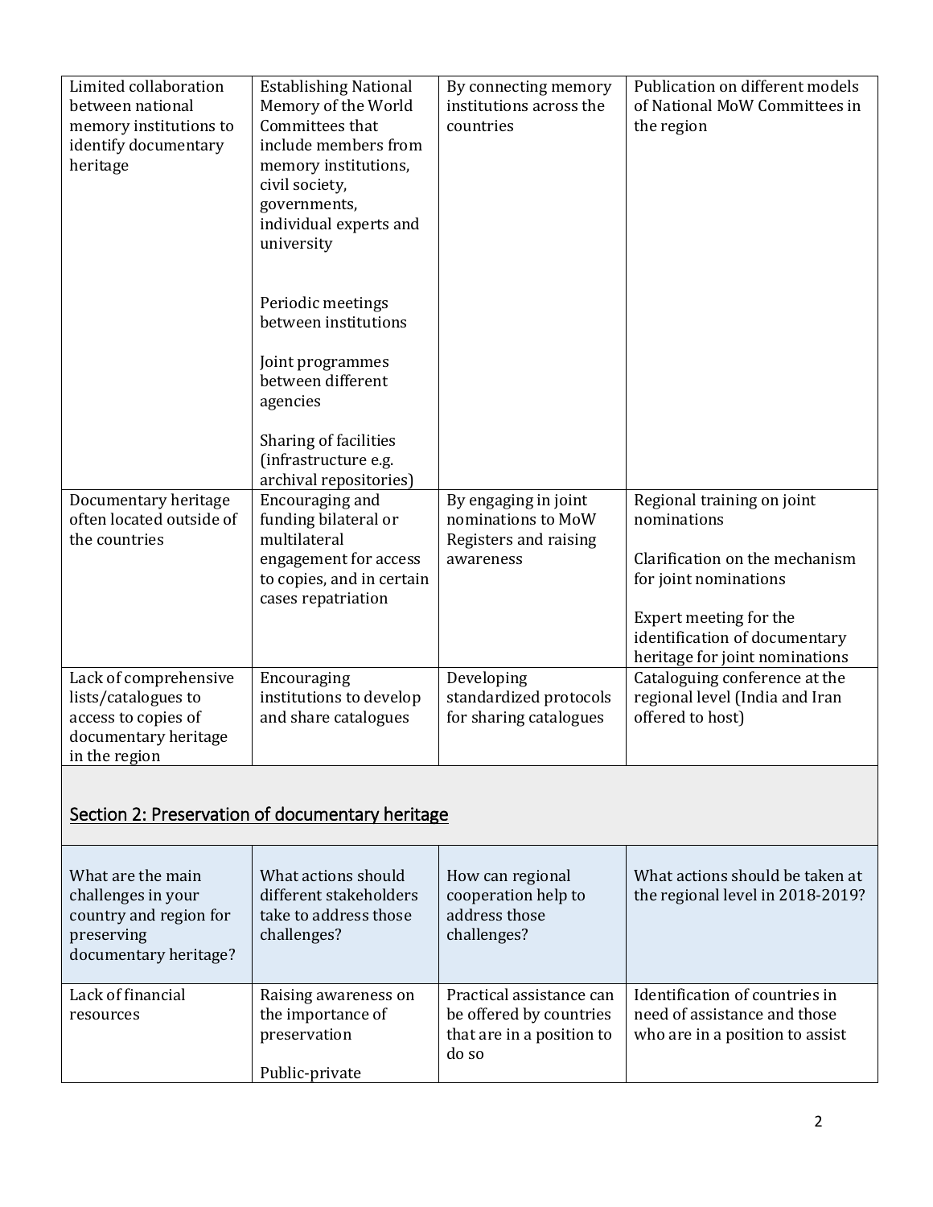| | | | |
|---|---|---|---|
| Limited collaboration between national memory institutions to identify documentary heritage | Establishing National Memory of the World Committees that include members from memory institutions, civil society, governments, individual experts and university<br><br>Periodic meetings between institutions<br><br>Joint programmes between different agencies<br><br>Sharing of facilities (infrastructure e.g. archival repositories) | By connecting memory institutions across the countries | Publication on different models of National MoW Committees in the region |
| Documentary heritage often located outside of the countries | Encouraging and funding bilateral or multilateral engagement for access to copies, and in certain cases repatriation | By engaging in joint nominations to MoW Registers and raising awareness | Regional training on joint nominations<br><br>Clarification on the mechanism for joint nominations<br><br>Expert meeting for the identification of documentary heritage for joint nominations |
| Lack of comprehensive lists/catalogues to access to copies of documentary heritage in the region | Encouraging institutions to develop and share catalogues | Developing standardized protocols for sharing catalogues | Cataloguing conference at the regional level (India and Iran offered to host) |

## Section 2: Preservation of documentary heritage

| What are the main challenges in your country and region for preserving documentary heritage? | What actions should different stakeholders take to address those challenges? | How can regional cooperation help to address those challenges? | What actions should be taken at the regional level in 2018-2019? |
|---|---|---|---|
| Lack of financial resources | Raising awareness on the importance of preservation<br><br>Public-private | Practical assistance can be offered by countries that are in a position to do so | Identification of countries in need of assistance and those who are in a position to assist |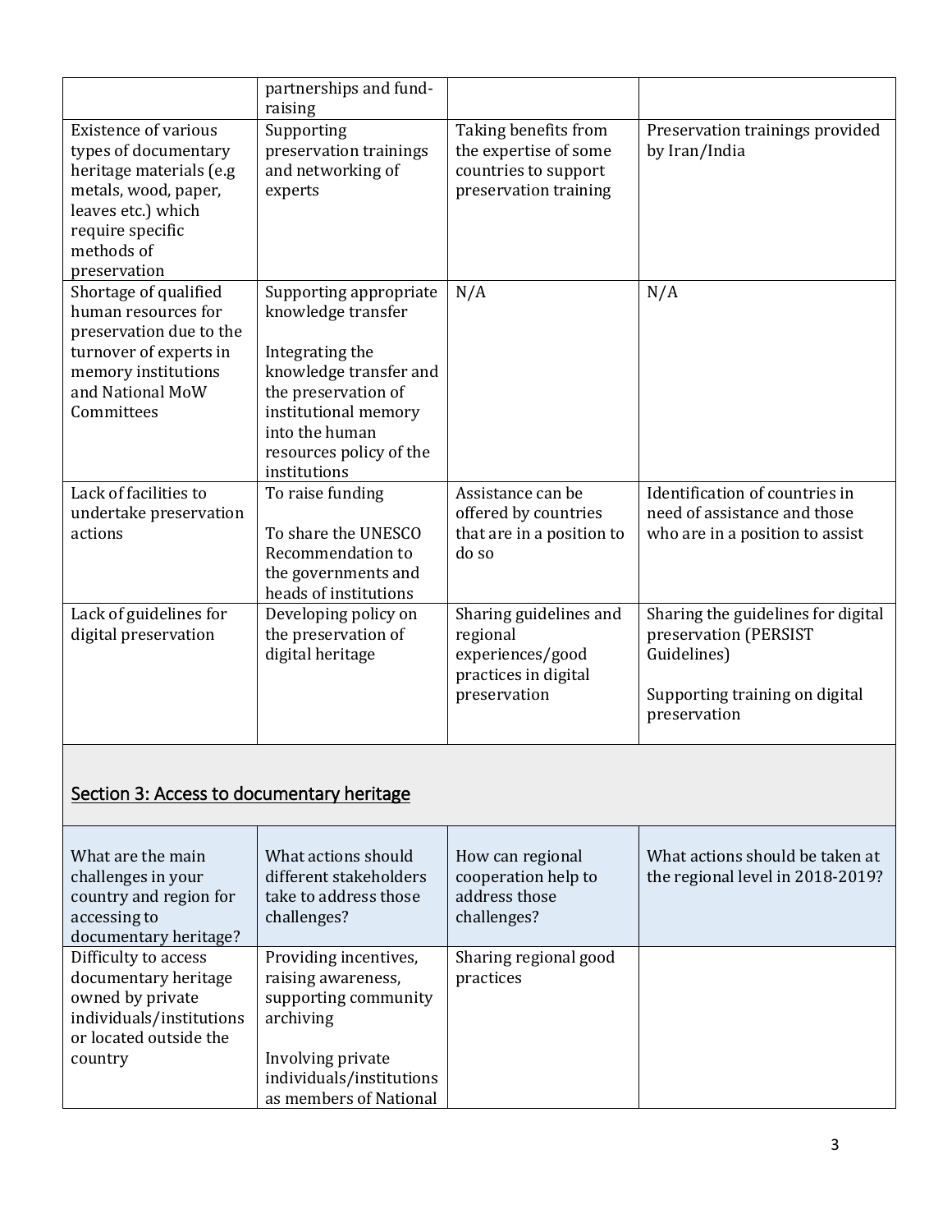| | partnerships and fund-raising | | |
|---|---|---|---|
| Existence of various types of documentary heritage materials (e.g metals, wood, paper, leaves etc.) which require specific methods of preservation | Supporting preservation trainings and networking of experts | Taking benefits from the expertise of some countries to support preservation training | Preservation trainings provided by Iran/India |
| Shortage of qualified human resources for preservation due to the turnover of experts in memory institutions and National MoW Committees | Supporting appropriate knowledge transfer<br><br>Integrating the knowledge transfer and the preservation of institutional memory into the human resources policy of the institutions | N/A | N/A |
| Lack of facilities to undertake preservation actions | To raise funding<br><br>To share the UNESCO Recommendation to the governments and heads of institutions | Assistance can be offered by countries that are in a position to do so | Identification of countries in need of assistance and those who are in a position to assist |
| Lack of guidelines for digital preservation | Developing policy on the preservation of digital heritage | Sharing guidelines and regional experiences/good practices in digital preservation | Sharing the guidelines for digital preservation (PERSIST Guidelines)<br><br>Supporting training on digital preservation |

## Section 3: Access to documentary heritage

| What are the main challenges in your country and region for accessing to documentary heritage? | What actions should different stakeholders take to address those challenges? | How can regional cooperation help to address those challenges? | What actions should be taken at the regional level in 2018-2019? |
|---|---|---|---|
| Difficulty to access documentary heritage owned by private individuals/institutions or located outside the country | Providing incentives, raising awareness, supporting community archiving<br><br>Involving private individuals/institutions as members of National | Sharing regional good practices | |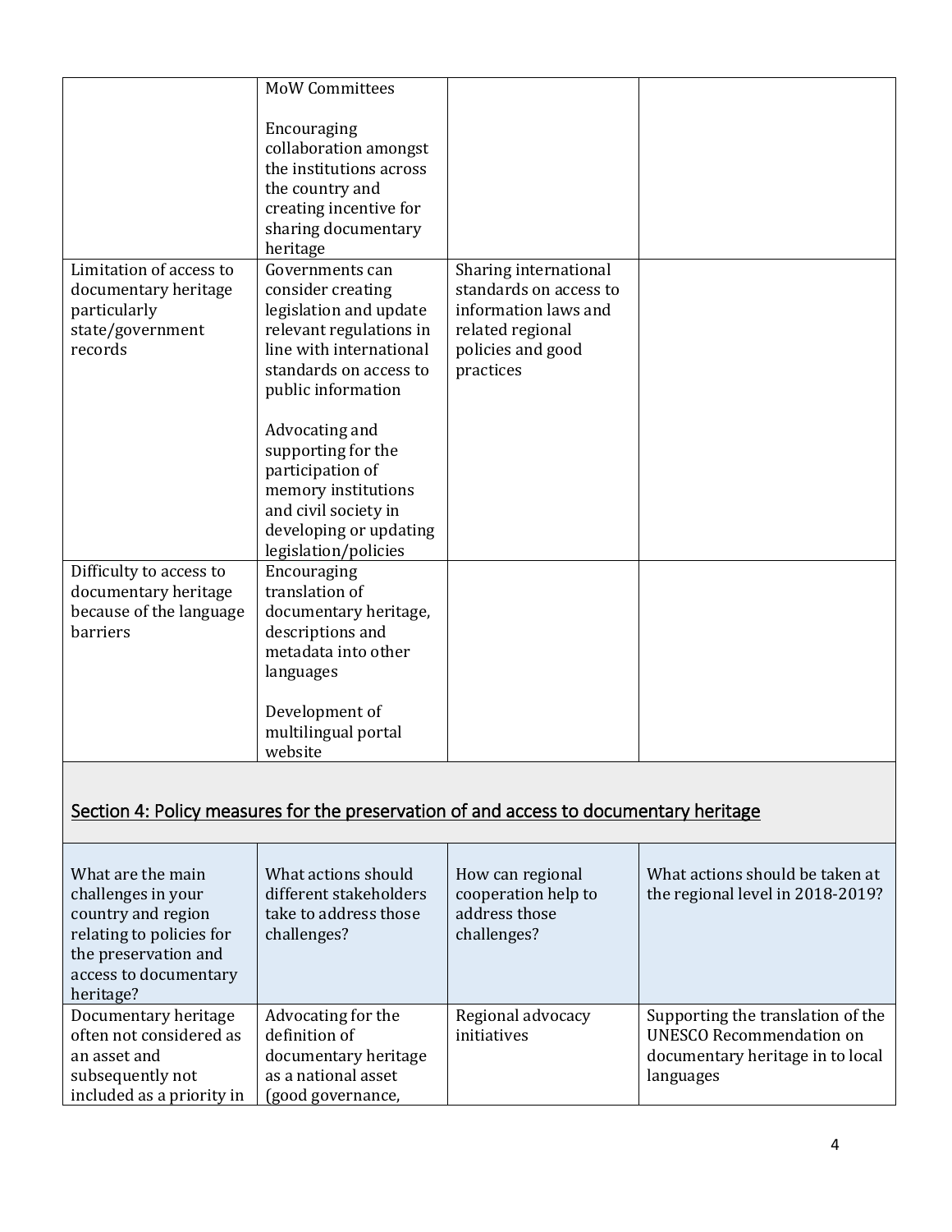| | MoW Committees<br><br>Encouraging collaboration amongst the institutions across the country and creating incentive for sharing documentary heritage | | |
|---|---|---|---|
| Limitation of access to documentary heritage particularly state/government records | Governments can consider creating legislation and update relevant regulations in line with international standards on access to public information<br><br>Advocating and supporting for the participation of memory institutions and civil society in developing or updating legislation/policies | Sharing international standards on access to information laws and related regional policies and good practices | |
| Difficulty to access to documentary heritage because of the language barriers | Encouraging translation of documentary heritage, descriptions and metadata into other languages<br><br>Development of multilingual portal website | | |

## Section 4: Policy measures for the preservation of and access to documentary heritage

| What are the main challenges in your country and region relating to policies for the preservation and access to documentary heritage? | What actions should different stakeholders take to address those challenges? | How can regional cooperation help to address those challenges? | What actions should be taken at the regional level in 2018-2019? |
|---|---|---|---|
| Documentary heritage often not considered as an asset and subsequently not included as a priority in | Advocating for the definition of documentary heritage as a national asset (good governance, | Regional advocacy initiatives | Supporting the translation of the UNESCO Recommendation on documentary heritage in to local languages |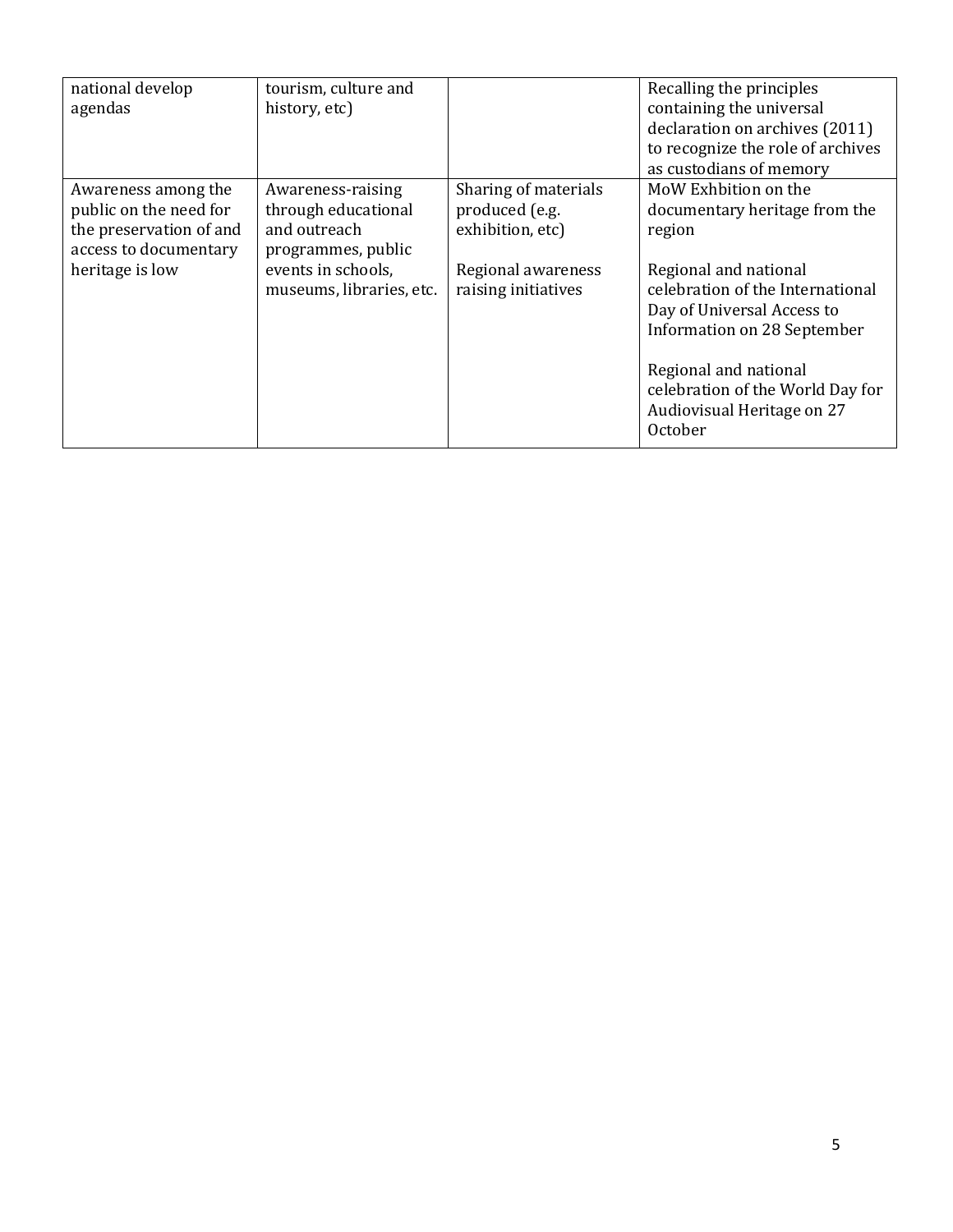| | | | |
|---|---|---|---|
| national develop agendas | tourism, culture and history, etc) | | Recalling the principles containing the universal declaration on archives (2011) to recognize the role of archives as custodians of memory |
| Awareness among the public on the need for the preservation of and access to documentary heritage is low | Awareness-raising through educational and outreach programmes, public events in schools, museums, libraries, etc. | Sharing of materials produced (e.g. exhibition, etc)<br><br>Regional awareness raising initiatives | MoW Exhbition on the documentary heritage from the region<br><br>Regional and national celebration of the International Day of Universal Access to Information on 28 September<br><br>Regional and national celebration of the World Day for Audiovisual Heritage on 27 October |